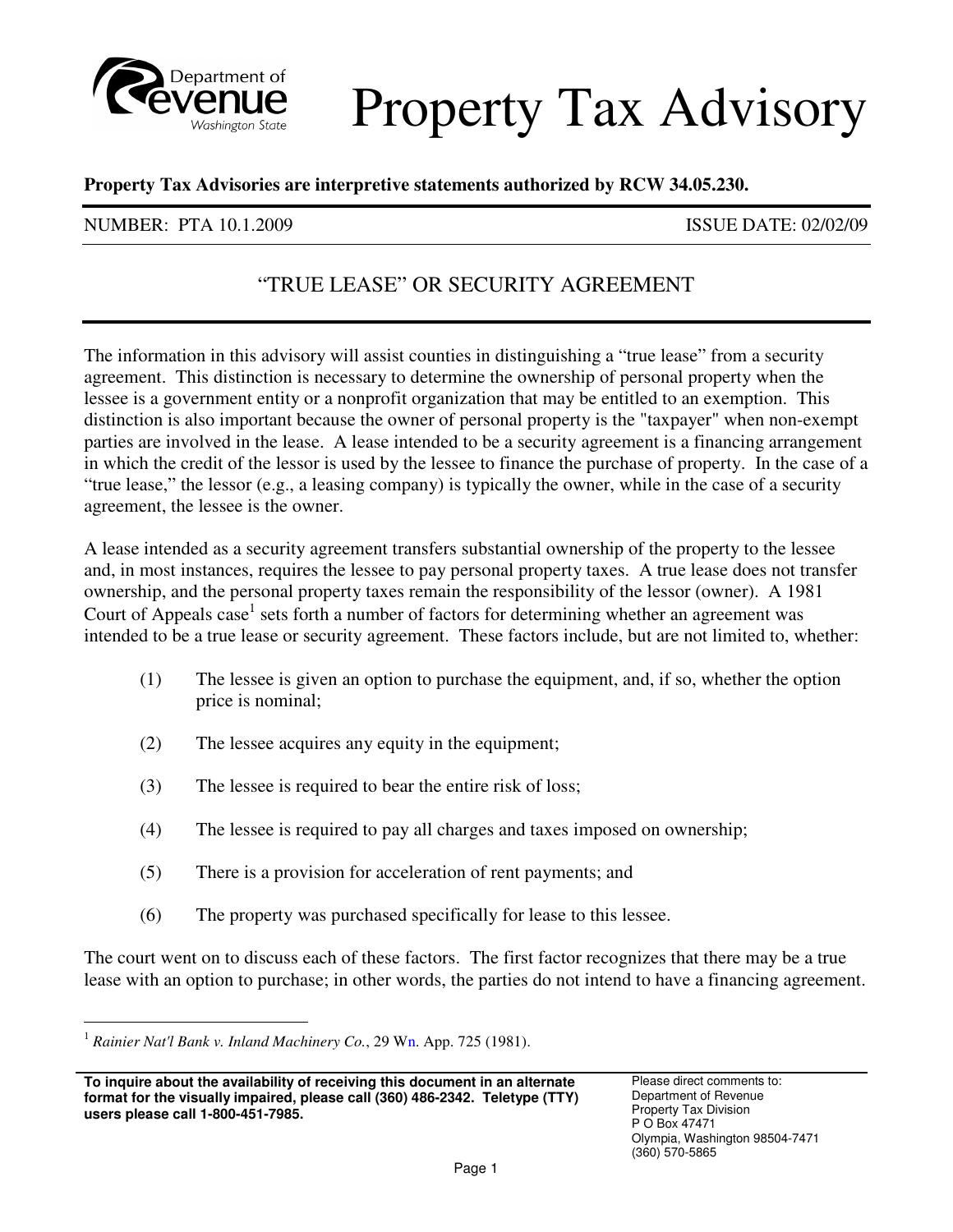# Property Tax Advisory

**Property Tax Advisories are interpretive statements authorized by RCW 34.05.230.**

NUMBER: PTA 10.1.2009 ISSUE DATE: 02/02/09

## "TRUE LEASE" OR SECURITY AGREEMENT

The information in this advisory will assist counties in distinguishing a "true lease" from a security agreement. This distinction is necessary to determine the ownership of personal property when the lessee is a government entity or a nonprofit organization that may be entitled to an exemption. This distinction is also important because the owner of personal property is the "taxpayer" when non-exempt parties are involved in the lease. A lease intended to be a security agreement is a financing arrangement in which the credit of the lessor is used by the lessee to finance the purchase of property. In the case of a "true lease," the lessor (e.g., a leasing company) is typically the owner, while in the case of a security agreement, the lessee is the owner.

A lease intended as a security agreement transfers substantial ownership of the property to the lessee and, in most instances, requires the lessee to pay personal property taxes. A true lease does not transfer ownership, and the personal property taxes remain the responsibility of the lessor (owner). A 1981 Court of Appeals case[1] sets forth a number of factors for determining whether an agreement was intended to be a true lease or security agreement. These factors include, but are not limited to, whether:

(1) The lessee is given an option to purchase the equipment, and, if so, whether the option price is nominal;

(2) The lessee acquires any equity in the equipment;

(3) The lessee is required to bear the entire risk of loss;

(4) The lessee is required to pay all charges and taxes imposed on ownership;

(5) There is a provision for acceleration of rent payments; and

(6) The property was purchased specifically for lease to this lessee.

The court went on to discuss each of these factors. The first factor recognizes that there may be a true lease with an option to purchase; in other words, the parties do not intend to have a financing agreement.

[1] *Rainier Nat'l Bank v. Inland Machinery Co.*, 29 Wn. App. 725 (1981).

**To inquire about the availability of receiving this document in an alternate format for the visually impaired, please call (360) 486-2342. Teletype (TTY) users please call 1-800-451-7985.**

Please direct comments to:
Department of Revenue
Property Tax Division
P O Box 47471
Olympia, Washington 98504-7471
(360) 570-5865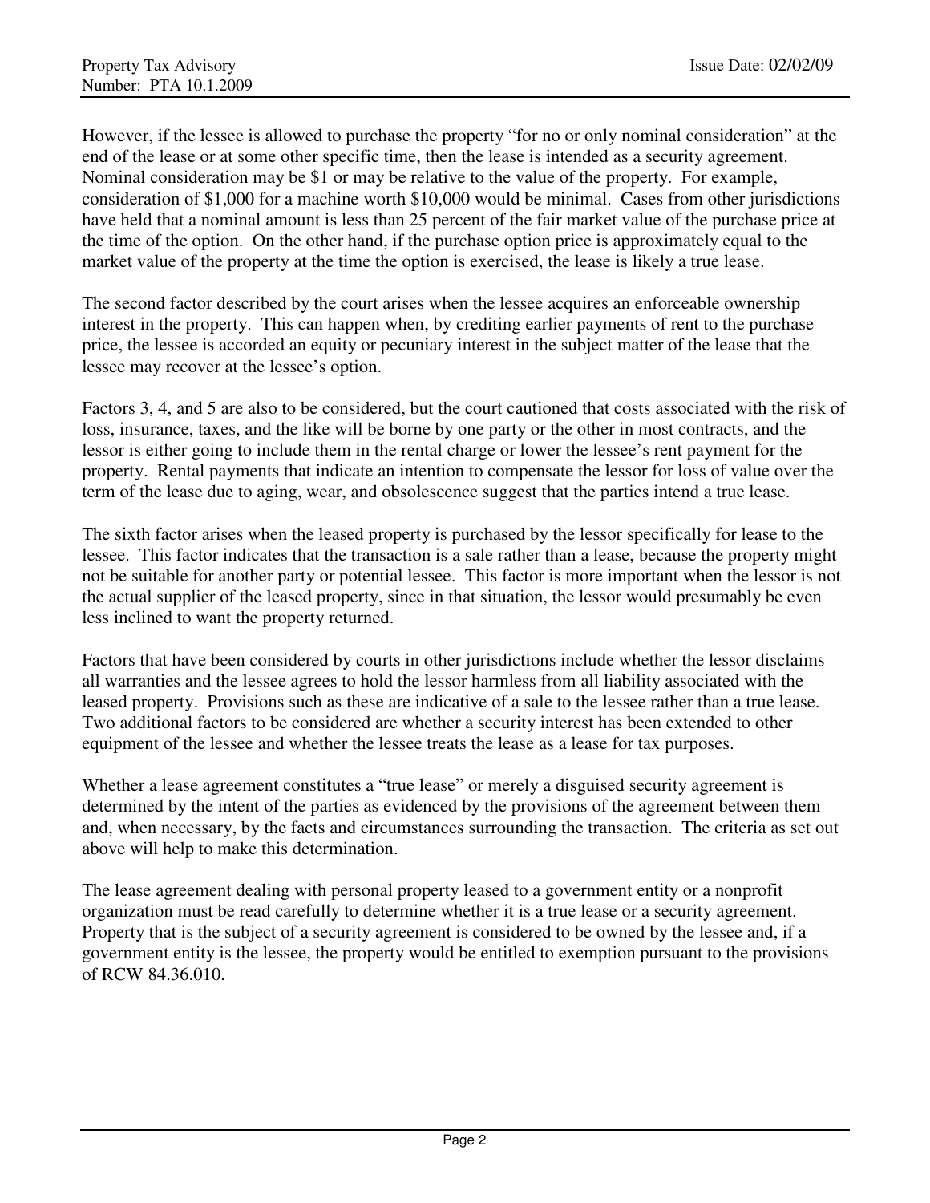However, if the lessee is allowed to purchase the property "for no or only nominal consideration" at the end of the lease or at some other specific time, then the lease is intended as a security agreement. Nominal consideration may be $1 or may be relative to the value of the property. For example, consideration of $1,000 for a machine worth $10,000 would be minimal. Cases from other jurisdictions have held that a nominal amount is less than 25 percent of the fair market value of the purchase price at the time of the option. On the other hand, if the purchase option price is approximately equal to the market value of the property at the time the option is exercised, the lease is likely a true lease.

The second factor described by the court arises when the lessee acquires an enforceable ownership interest in the property. This can happen when, by crediting earlier payments of rent to the purchase price, the lessee is accorded an equity or pecuniary interest in the subject matter of the lease that the lessee may recover at the lessee's option.

Factors 3, 4, and 5 are also to be considered, but the court cautioned that costs associated with the risk of loss, insurance, taxes, and the like will be borne by one party or the other in most contracts, and the lessor is either going to include them in the rental charge or lower the lessee's rent payment for the property. Rental payments that indicate an intention to compensate the lessor for loss of value over the term of the lease due to aging, wear, and obsolescence suggest that the parties intend a true lease.

The sixth factor arises when the leased property is purchased by the lessor specifically for lease to the lessee. This factor indicates that the transaction is a sale rather than a lease, because the property might not be suitable for another party or potential lessee. This factor is more important when the lessor is not the actual supplier of the leased property, since in that situation, the lessor would presumably be even less inclined to want the property returned.

Factors that have been considered by courts in other jurisdictions include whether the lessor disclaims all warranties and the lessee agrees to hold the lessor harmless from all liability associated with the leased property. Provisions such as these are indicative of a sale to the lessee rather than a true lease. Two additional factors to be considered are whether a security interest has been extended to other equipment of the lessee and whether the lessee treats the lease as a lease for tax purposes.

Whether a lease agreement constitutes a "true lease" or merely a disguised security agreement is determined by the intent of the parties as evidenced by the provisions of the agreement between them and, when necessary, by the facts and circumstances surrounding the transaction. The criteria as set out above will help to make this determination.

The lease agreement dealing with personal property leased to a government entity or a nonprofit organization must be read carefully to determine whether it is a true lease or a security agreement. Property that is the subject of a security agreement is considered to be owned by the lessee and, if a government entity is the lessee, the property would be entitled to exemption pursuant to the provisions of RCW 84.36.010.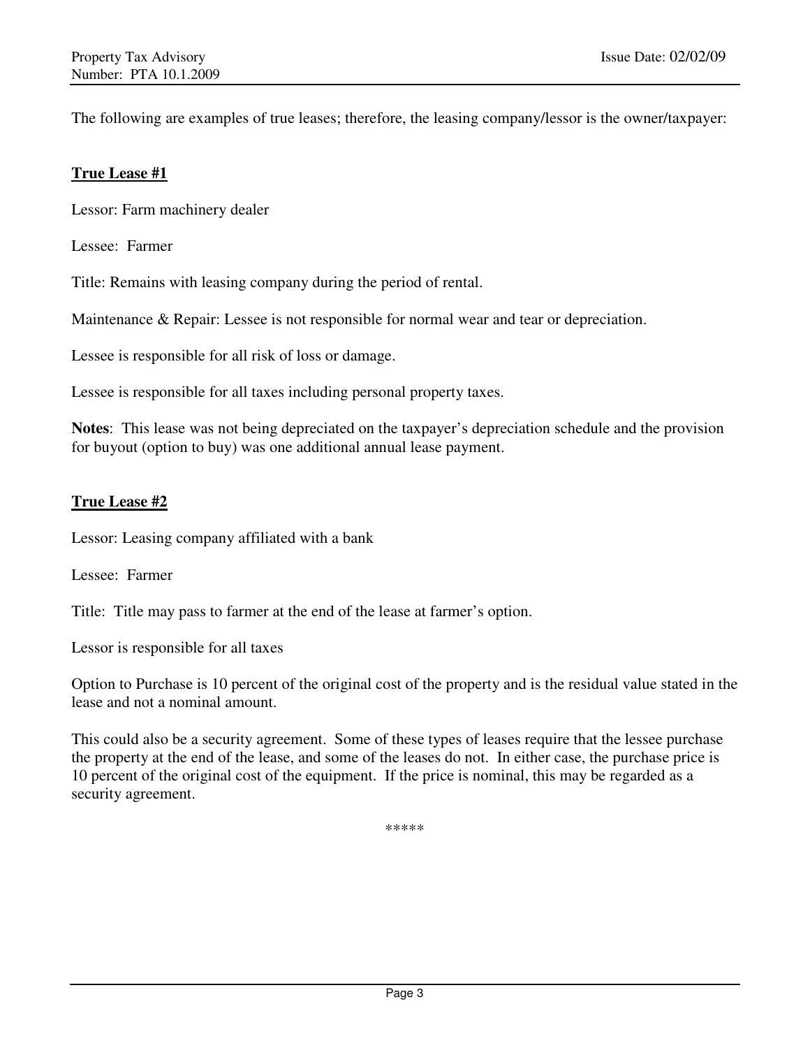The following are examples of true leases; therefore, the leasing company/lessor is the owner/taxpayer:

**True Lease #1**

Lessor: Farm machinery dealer

Lessee: Farmer

Title: Remains with leasing company during the period of rental.

Maintenance & Repair: Lessee is not responsible for normal wear and tear or depreciation.

Lessee is responsible for all risk of loss or damage.

Lessee is responsible for all taxes including personal property taxes.

**Notes**: This lease was not being depreciated on the taxpayer's depreciation schedule and the provision for buyout (option to buy) was one additional annual lease payment.

**True Lease #2**

Lessor: Leasing company affiliated with a bank

Lessee: Farmer

Title: Title may pass to farmer at the end of the lease at farmer's option.

Lessor is responsible for all taxes

Option to Purchase is 10 percent of the original cost of the property and is the residual value stated in the lease and not a nominal amount.

This could also be a security agreement. Some of these types of leases require that the lessee purchase the property at the end of the lease, and some of the leases do not. In either case, the purchase price is 10 percent of the original cost of the equipment. If the price is nominal, this may be regarded as a security agreement.

*****